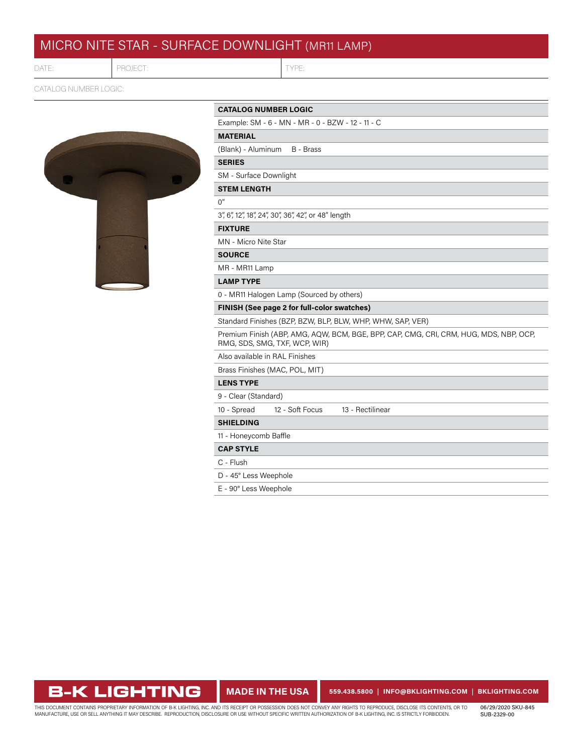# MICRO NITE STAR - SURFACE DOWNLIGHT (MR11 LAMP)

| DATE: | PROJECT: | TYPE: |
|---|---|---|

CATALOG NUMBER LOGIC:

| CATALOG NUMBER LOGIC |
|---|
| Example: SM - 6 - MN - MR - 0 - BZW - 12 - 11 - C |
| **MATERIAL** |
| (Blank) - Aluminum   B - Brass |
| **SERIES** |
| SM - Surface Downlight |
| **STEM LENGTH** |
| 0" |
| 3", 6", 12", 18", 24", 30", 36", 42", or 48" length |
| **FIXTURE** |
| MN - Micro Nite Star |
| **SOURCE** |
| MR - MR11 Lamp |
| **LAMP TYPE** |
| 0 - MR11 Halogen Lamp (Sourced by others) |
| **FINISH (See page 2 for full-color swatches)** |
| Standard Finishes (BZP, BZW, BLP, BLW, WHP, WHW, SAP, VER) |
| Premium Finish (ABP, AMG, AQW, BCM, BGE, BPP, CAP, CMG, CRI, CRM, HUG, MDS, NBP, OCP, RMG, SDS, SMG, TXF, WCP, WIR) |
| Also available in RAL Finishes |
| Brass Finishes (MAC, POL, MIT) |
| **LENS TYPE** |
| 9 - Clear (Standard) |
| 10 - Spread   12 - Soft Focus   13 - Rectilinear |
| **SHIELDING** |
| 11 - Honeycomb Baffle |
| **CAP STYLE** |
| C - Flush |
| D - 45° Less Weephole |
| E - 90° Less Weephole |

**B-K LIGHTING** | **MADE IN THE USA** | 559.438.5800 | INFO@BKLIGHTING.COM | BKLIGHTING.COM

THIS DOCUMENT CONTAINS PROPRIETARY INFORMATION OF B-K LIGHTING, INC. AND ITS RECEIPT OR POSSESSION DOES NOT CONVEY ANY RIGHTS TO REPRODUCE, DISCLOSE ITS CONTENTS, OR TO MANUFACTURE, USE OR SELL ANYTHING IT MAY DESCRIBE. REPRODUCTION, DISCLOSURE OR USE WITHOUT SPECIFIC WRITTEN AUTHORIZATION OF B-K LIGHTING, INC. IS STRICTLY FORBIDDEN.

06/29/2020 SKU-845
SUB-2329-00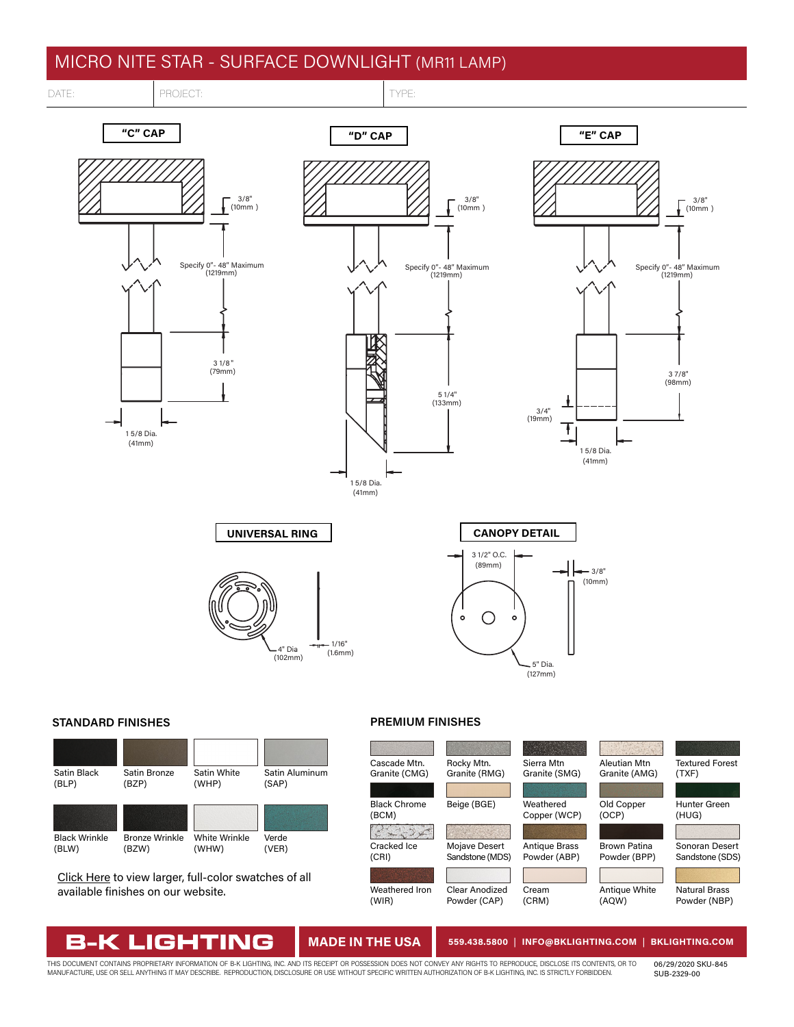# MICRO NITE STAR - SURFACE DOWNLIGHT (MR11 LAMP)

| DATE: | PROJECT: | TYPE: |
|---|---|---|

**"C" CAP**

3/8" (10mm)

Specify 0"- 48" Maximum (1219mm)

3 1/8" (79mm)

1 5/8 Dia. (41mm)

**"D" CAP**

3/8" (10mm)

Specify 0"- 48" Maximum (1219mm)

5 1/4" (133mm)

1 5/8 Dia. (41mm)

**"E" CAP**

3/8" (10mm)

Specify 0"- 48" Maximum (1219mm)

3 7/8" (98mm)

3/4" (19mm)

1 5/8 Dia. (41mm)

**UNIVERSAL RING**

4" Dia (102mm)

1/16" (1.6mm)

**CANOPY DETAIL**

3 1/2" O.C. (89mm)

3/8" (10mm)

5" Dia. (127mm)

## STANDARD FINISHES

| | | | |
|---|---|---|---|
| Satin Black (BLP) | Satin Bronze (BZP) | Satin White (WHP) | Satin Aluminum (SAP) |
| Black Wrinkle (BLW) | Bronze Wrinkle (BZW) | White Wrinkle (WHW) | Verde (VER) |

Click Here to view larger, full-color swatches of all available finishes on our website.

## PREMIUM FINISHES

| | | | | |
|---|---|---|---|---|
| Cascade Mtn. Granite (CMG) | Rocky Mtn. Granite (RMG) | Sierra Mtn Granite (SMG) | Aleutian Mtn Granite (AMG) | Textured Forest (TXF) |
| Black Chrome (BCM) | Beige (BGE) | Weathered Copper (WCP) | Old Copper (OCP) | Hunter Green (HUG) |
| Cracked Ice (CRI) | Mojave Desert Sandstone (MDS) | Antique Brass Powder (ABP) | Brown Patina Powder (BPP) | Sonoran Desert Sandstone (SDS) |
| Weathered Iron (WIR) | Clear Anodized Powder (CAP) | Cream (CRM) | Antique White (AQW) | Natural Brass Powder (NBP) |

**B-K LIGHTING** | **MADE IN THE USA** | **559.438.5800 | INFO@BKLIGHTING.COM | BKLIGHTING.COM**

THIS DOCUMENT CONTAINS PROPRIETARY INFORMATION OF B-K LIGHTING, INC. AND ITS RECEIPT OR POSSESSION DOES NOT CONVEY ANY RIGHTS TO REPRODUCE, DISCLOSE ITS CONTENTS, OR TO MANUFACTURE, USE OR SELL ANYTHING IT MAY DESCRIBE. REPRODUCTION, DISCLOSURE OR USE WITHOUT SPECIFIC WRITTEN AUTHORIZATION OF B-K LIGHTING, INC. IS STRICTLY FORBIDDEN.

06/29/2020 SKU-845
SUB-2329-00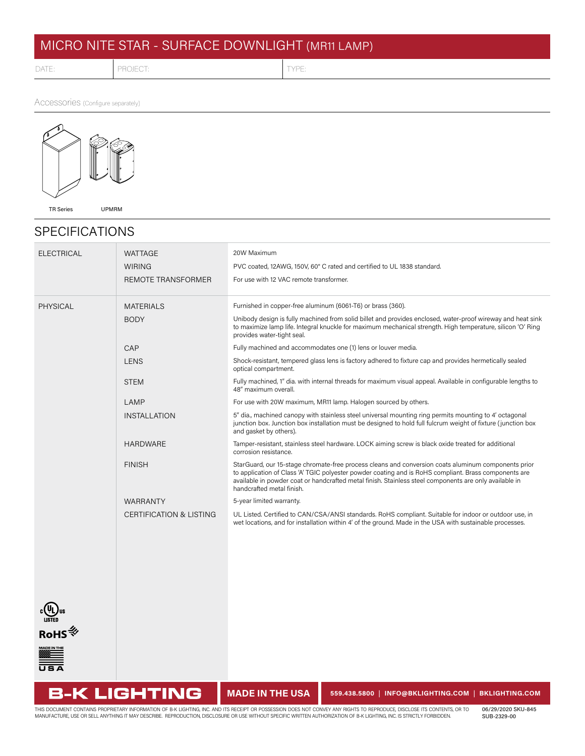# MICRO NITE STAR - SURFACE DOWNLIGHT (MR11 LAMP)

| DATE: | PROJECT: | TYPE: |
|---|---|---|

Accessories (Configure separately)

TR Series

UPMRM

## SPECIFICATIONS

| | | |
|---|---|---|
| ELECTRICAL | WATTAGE | 20W Maximum |
| | WIRING | PVC coated, 12AWG, 150V, 60° C rated and certified to UL 1838 standard. |
| | REMOTE TRANSFORMER | For use with 12 VAC remote transformer. |
| PHYSICAL | MATERIALS | Furnished in copper-free aluminum (6061-T6) or brass (360). |
| | BODY | Unibody design is fully machined from solid billet and provides enclosed, water-proof wireway and heat sink to maximize lamp life. Integral knuckle for maximum mechanical strength. High temperature, silicon 'O' Ring provides water-tight seal. |
| | CAP | Fully machined and accommodates one (1) lens or louver media. |
| | LENS | Shock-resistant, tempered glass lens is factory adhered to fixture cap and provides hermetically sealed optical compartment. |
| | STEM | Fully machined, 1" dia. with internal threads for maximum visual appeal. Available in configurable lengths to 48" maximum overall. |
| | LAMP | For use with 20W maximum, MR11 lamp. Halogen sourced by others. |
| | INSTALLATION | 5" dia., machined canopy with stainless steel universal mounting ring permits mounting to 4' octagonal junction box. Junction box installation must be designed to hold full fulcrum weight of fixture (junction box and gasket by others). |
| | HARDWARE | Tamper-resistant, stainless steel hardware. LOCK aiming screw is black oxide treated for additional corrosion resistance. |
| | FINISH | StarGuard, our 15-stage chromate-free process cleans and conversion coats aluminum components prior to application of Class 'A' TGIC polyester powder coating and is RoHS compliant. Brass components are available in powder coat or handcrafted metal finish. Stainless steel components are only available in handcrafted metal finish. |
| | WARRANTY | 5-year limited warranty. |
| | CERTIFICATION & LISTING | UL Listed. Certified to CAN/CSA/ANSI standards. RoHS compliant. Suitable for indoor or outdoor use, in wet locations, and for installation within 4' of the ground. Made in the USA with sustainable processes. |

c UL us LISTED

RoHS

MADE IN THE USA

**B-K LIGHTING** | **MADE IN THE USA** | **559.438.5800 | INFO@BKLIGHTING.COM | BKLIGHTING.COM**

THIS DOCUMENT CONTAINS PROPRIETARY INFORMATION OF B-K LIGHTING, INC. AND ITS RECEIPT OR POSSESSION DOES NOT CONVEY ANY RIGHTS TO REPRODUCE, DISCLOSE ITS CONTENTS, OR TO MANUFACTURE, USE OR SELL ANYTHING IT MAY DESCRIBE. REPRODUCTION, DISCLOSURE OR USE WITHOUT SPECIFIC WRITTEN AUTHORIZATION OF B-K LIGHTING, INC. IS STRICTLY FORBIDDEN.

06/29/2020 SKU-845
SUB-2329-00